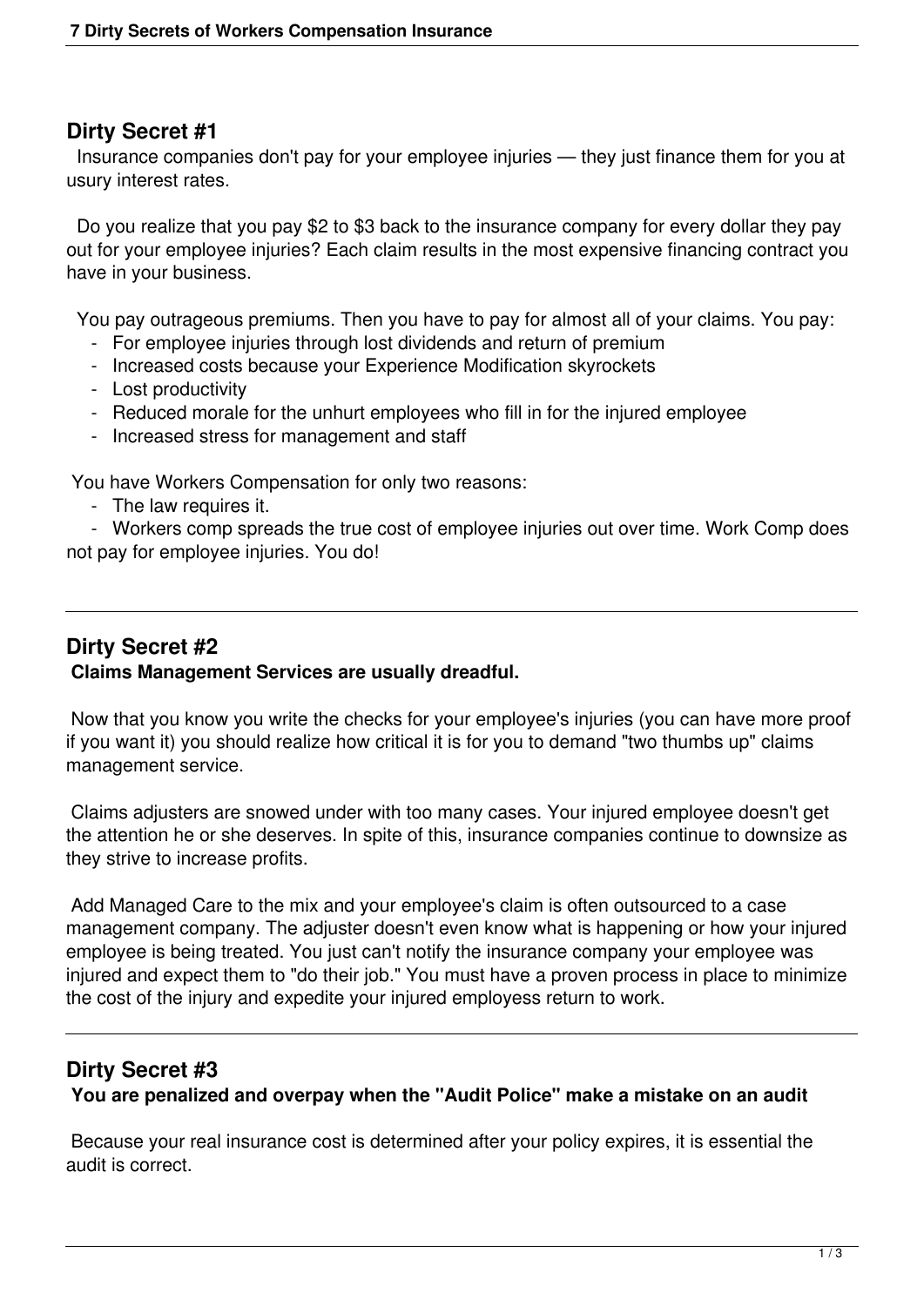## Dirty Secret #1

Insurance companies don't pay for your employee injuries — they just finance them for you at usury interest rates.

Do you realize that you pay $2 to $3 back to the insurance company for every dollar they pay out for your employee injuries? Each claim results in the most expensive financing contract you have in your business.

You pay outrageous premiums. Then you have to pay for almost all of your claims. You pay:

- For employee injuries through lost dividends and return of premium
- Increased costs because your Experience Modification skyrockets
- Lost productivity
- Reduced morale for the unhurt employees who fill in for the injured employee
- Increased stress for management and staff

You have Workers Compensation for only two reasons:

- The law requires it.
- Workers comp spreads the true cost of employee injuries out over time. Work Comp does not pay for employee injuries. You do!

---

## Dirty Secret #2

**Claims Management Services are usually dreadful.**

Now that you know you write the checks for your employee's injuries (you can have more proof if you want it) you should realize how critical it is for you to demand "two thumbs up" claims management service.

Claims adjusters are snowed under with too many cases. Your injured employee doesn't get the attention he or she deserves. In spite of this, insurance companies continue to downsize as they strive to increase profits.

Add Managed Care to the mix and your employee's claim is often outsourced to a case management company. The adjuster doesn't even know what is happening or how your injured employee is being treated. You just can't notify the insurance company your employee was injured and expect them to "do their job." You must have a proven process in place to minimize the cost of the injury and expedite your injured employess return to work.

---

## Dirty Secret #3

**You are penalized and overpay when the "Audit Police" make a mistake on an audit**

Because your real insurance cost is determined after your policy expires, it is essential the audit is correct.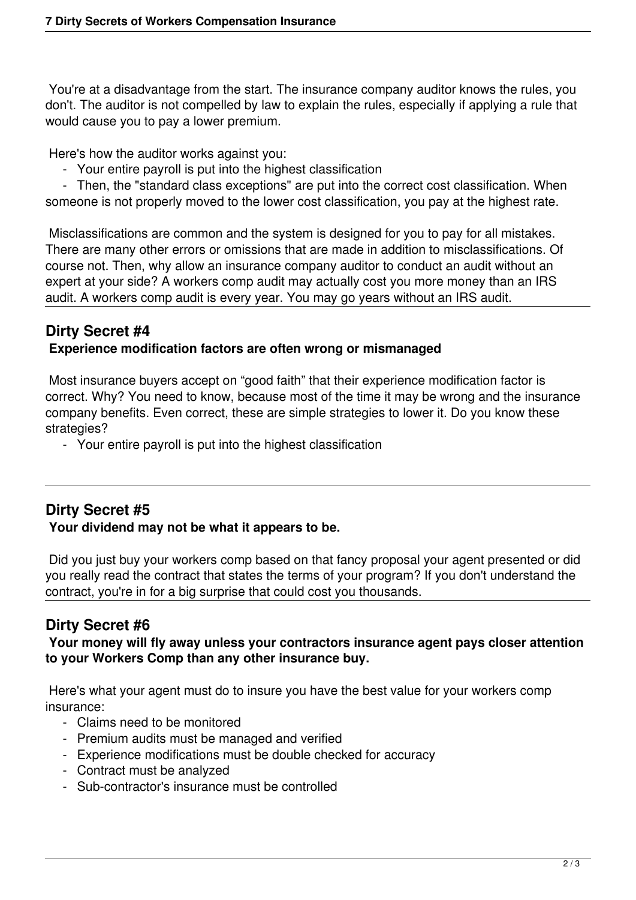You're at a disadvantage from the start. The insurance company auditor knows the rules, you don't. The auditor is not compelled by law to explain the rules, especially if applying a rule that would cause you to pay a lower premium.

Here's how the auditor works against you:

- Your entire payroll is put into the highest classification
- Then, the "standard class exceptions" are put into the correct cost classification. When someone is not properly moved to the lower cost classification, you pay at the highest rate.

Misclassifications are common and the system is designed for you to pay for all mistakes. There are many other errors or omissions that are made in addition to misclassifications. Of course not. Then, why allow an insurance company auditor to conduct an audit without an expert at your side? A workers comp audit may actually cost you more money than an IRS audit. A workers comp audit is every year. You may go years without an IRS audit.

## Dirty Secret #4

**Experience modification factors are often wrong or mismanaged**

Most insurance buyers accept on "good faith" that their experience modification factor is correct. Why? You need to know, because most of the time it may be wrong and the insurance company benefits. Even correct, these are simple strategies to lower it. Do you know these strategies?

- Your entire payroll is put into the highest classification

## Dirty Secret #5

**Your dividend may not be what it appears to be.**

Did you just buy your workers comp based on that fancy proposal your agent presented or did you really read the contract that states the terms of your program? If you don't understand the contract, you're in for a big surprise that could cost you thousands.

## Dirty Secret #6

**Your money will fly away unless your contractors insurance agent pays closer attention to your Workers Comp than any other insurance buy.**

Here's what your agent must do to insure you have the best value for your workers comp insurance:

- Claims need to be monitored
- Premium audits must be managed and verified
- Experience modifications must be double checked for accuracy
- Contract must be analyzed
- Sub-contractor's insurance must be controlled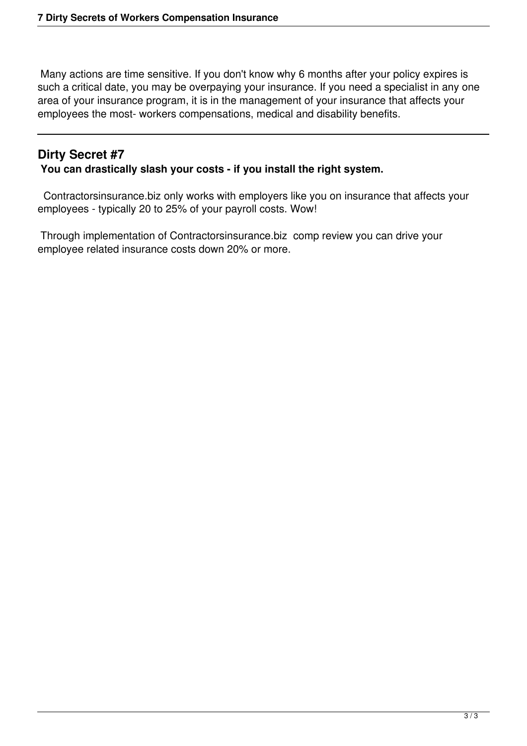Many actions are time sensitive. If you don't know why 6 months after your policy expires is such a critical date, you may be overpaying your insurance. If you need a specialist in any one area of your insurance program, it is in the management of your insurance that affects your employees the most- workers compensations, medical and disability benefits.

---

## Dirty Secret #7

**You can drastically slash your costs - if you install the right system.**

Contractorsinsurance.biz only works with employers like you on insurance that affects your employees - typically 20 to 25% of your payroll costs. Wow!

Through implementation of Contractorsinsurance.biz comp review you can drive your employee related insurance costs down 20% or more.